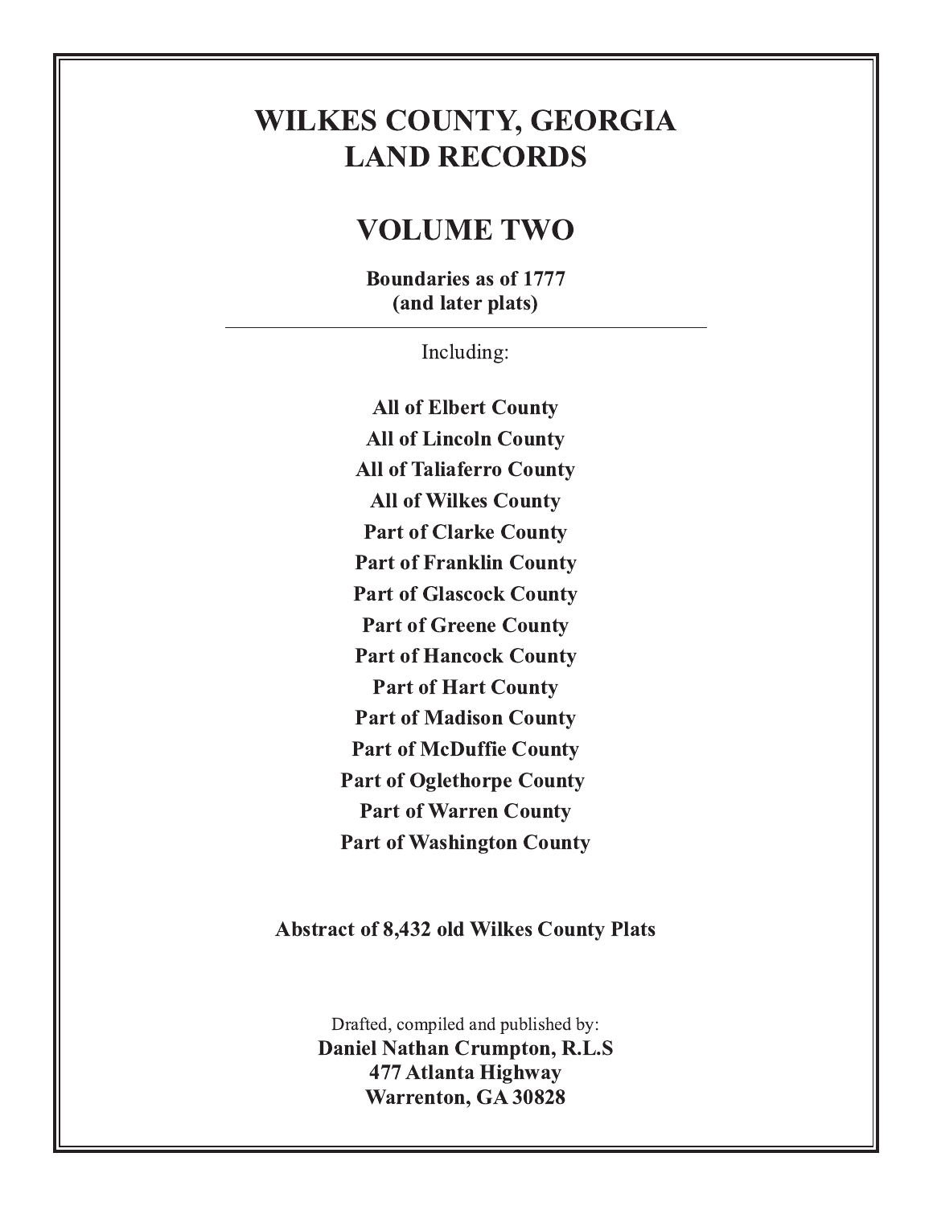# WILKES COUNTY, GEORGIA
# LAND RECORDS

## VOLUME TWO

**Boundaries as of 1777**
**(and later plats)**

---

Including:

**All of Elbert County**
**All of Lincoln County**
**All of Taliaferro County**
**All of Wilkes County**
**Part of Clarke County**
**Part of Franklin County**
**Part of Glascock County**
**Part of Greene County**
**Part of Hancock County**
**Part of Hart County**
**Part of Madison County**
**Part of McDuffie County**
**Part of Oglethorpe County**
**Part of Warren County**
**Part of Washington County**

**Abstract of 8,432 old Wilkes County Plats**

Drafted, compiled and published by:
**Daniel Nathan Crumpton, R.L.S**
**477 Atlanta Highway**
**Warrenton, GA 30828**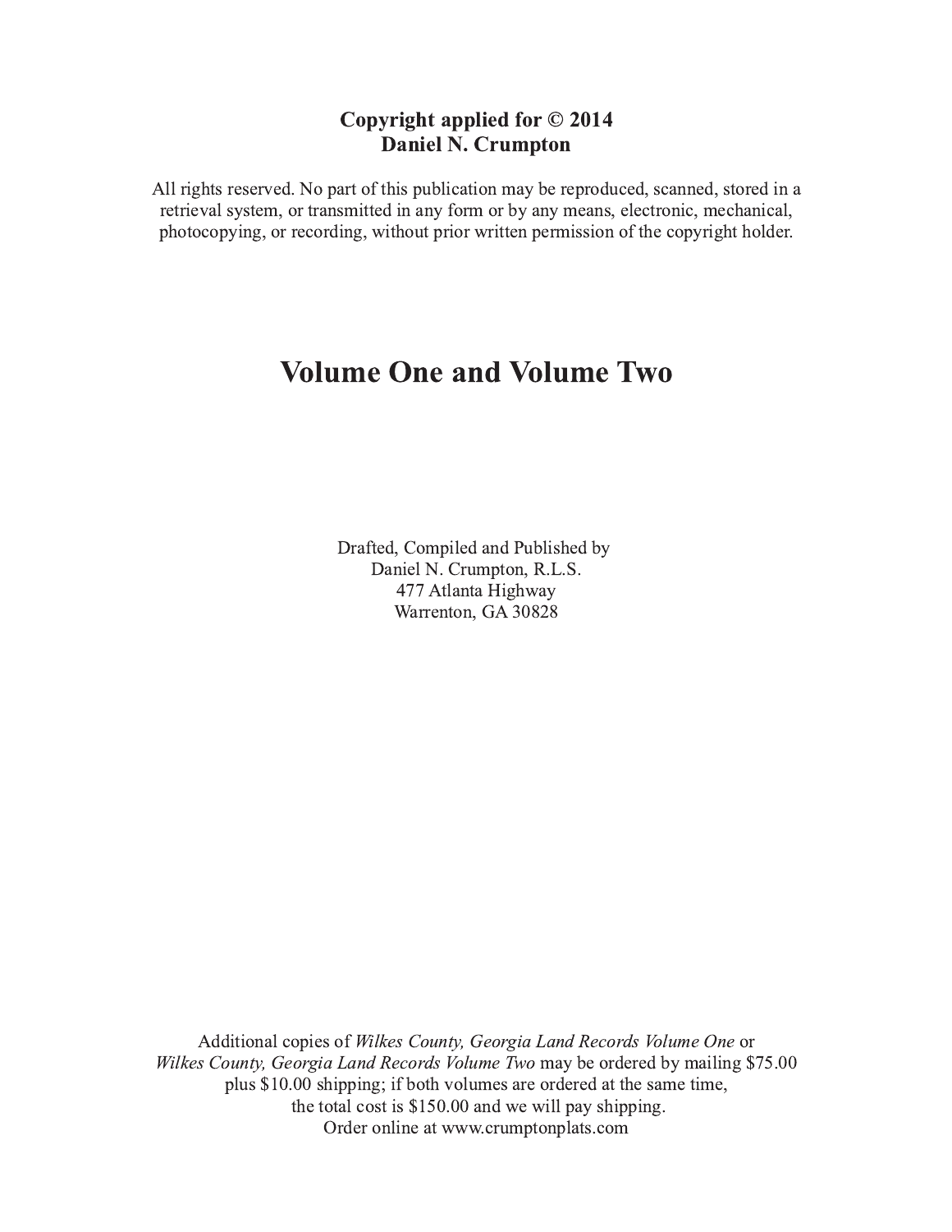**Copyright applied for © 2014**
**Daniel N. Crumpton**

All rights reserved. No part of this publication may be reproduced, scanned, stored in a retrieval system, or transmitted in any form or by any means, electronic, mechanical, photocopying, or recording, without prior written permission of the copyright holder.

# Volume One and Volume Two

Drafted, Compiled and Published by
Daniel N. Crumpton, R.L.S.
477 Atlanta Highway
Warrenton, GA 30828

Additional copies of *Wilkes County, Georgia Land Records Volume One* or *Wilkes County, Georgia Land Records Volume Two* may be ordered by mailing $75.00 plus $10.00 shipping; if both volumes are ordered at the same time, the total cost is $150.00 and we will pay shipping.
Order online at www.crumptonplats.com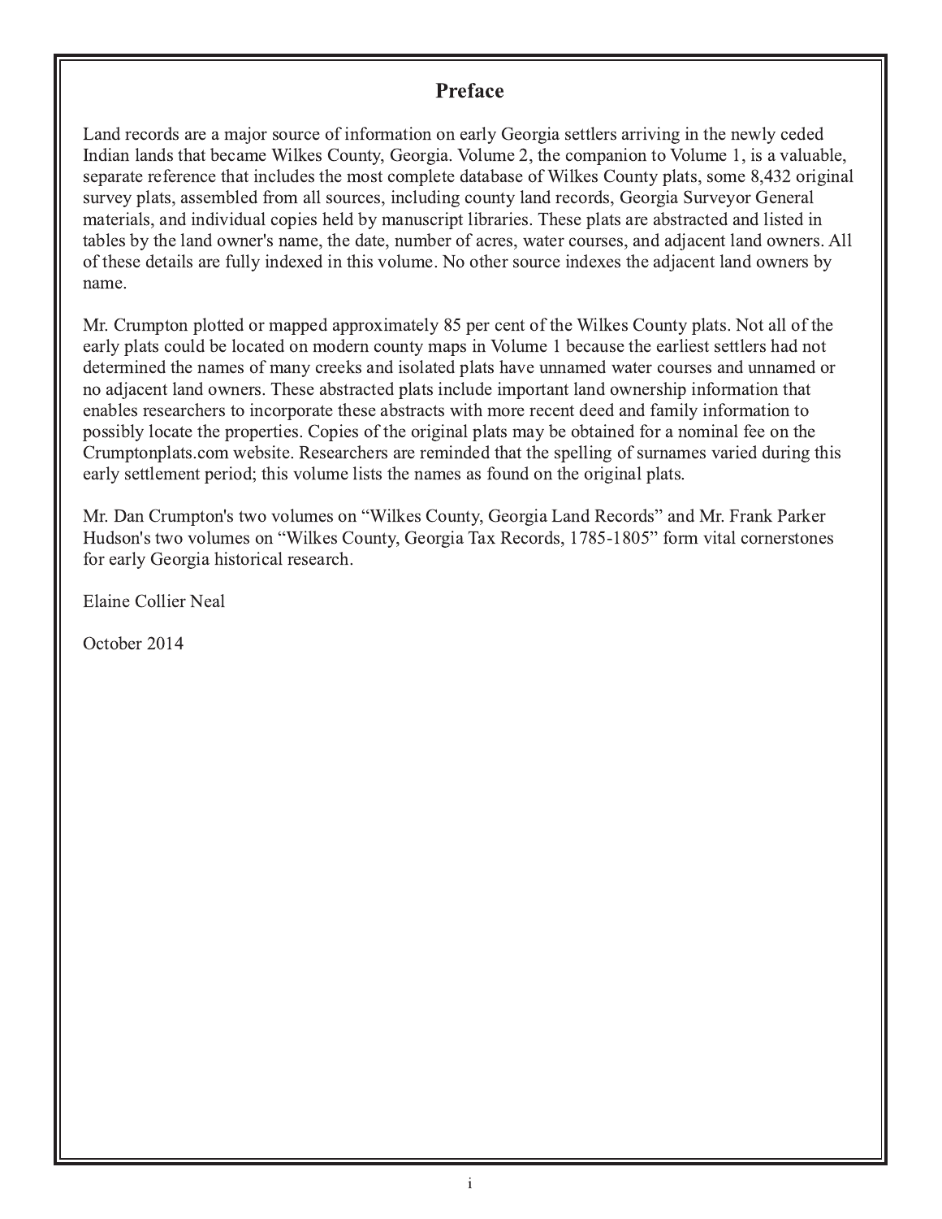# Preface

Land records are a major source of information on early Georgia settlers arriving in the newly ceded Indian lands that became Wilkes County, Georgia. Volume 2, the companion to Volume 1, is a valuable, separate reference that includes the most complete database of Wilkes County plats, some 8,432 original survey plats, assembled from all sources, including county land records, Georgia Surveyor General materials, and individual copies held by manuscript libraries. These plats are abstracted and listed in tables by the land owner's name, the date, number of acres, water courses, and adjacent land owners. All of these details are fully indexed in this volume. No other source indexes the adjacent land owners by name.

Mr. Crumpton plotted or mapped approximately 85 per cent of the Wilkes County plats. Not all of the early plats could be located on modern county maps in Volume 1 because the earliest settlers had not determined the names of many creeks and isolated plats have unnamed water courses and unnamed or no adjacent land owners. These abstracted plats include important land ownership information that enables researchers to incorporate these abstracts with more recent deed and family information to possibly locate the properties. Copies of the original plats may be obtained for a nominal fee on the Crumptonplats.com website. Researchers are reminded that the spelling of surnames varied during this early settlement period; this volume lists the names as found on the original plats.

Mr. Dan Crumpton's two volumes on "Wilkes County, Georgia Land Records" and Mr. Frank Parker Hudson's two volumes on "Wilkes County, Georgia Tax Records, 1785-1805" form vital cornerstones for early Georgia historical research.

Elaine Collier Neal

October 2014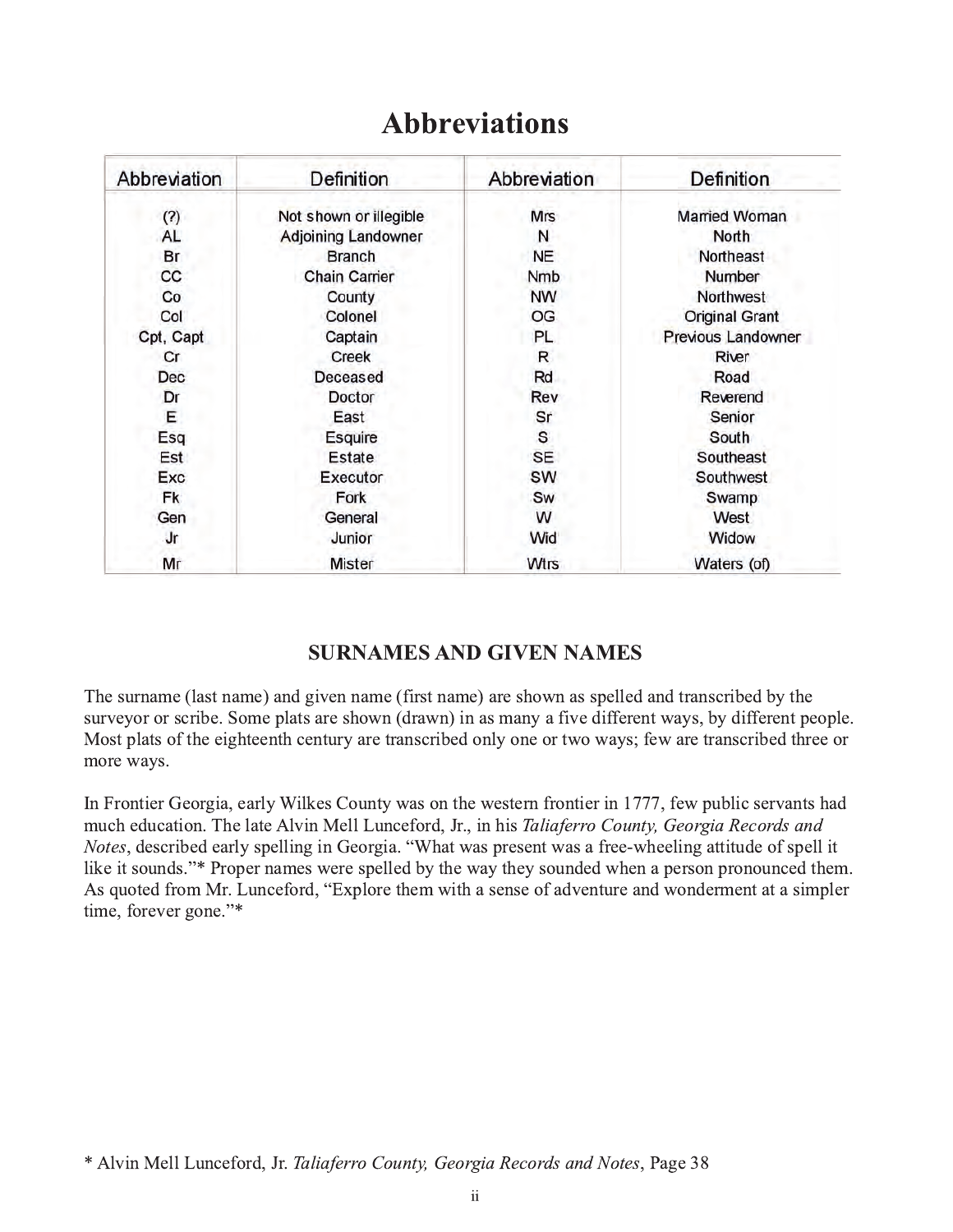# Abbreviations

| Abbreviation | Definition | Abbreviation | Definition |
|---|---|---|---|
| (?) | Not shown or illegible | Mrs | Married Woman |
| AL | Adjoining Landowner | N | North |
| Br | Branch | NE | Northeast |
| CC | Chain Carrier | Nmb | Number |
| Co | County | NW | Northwest |
| Col | Colonel | OG | Original Grant |
| Cpt, Capt | Captain | PL | Previous Landowner |
| Cr | Creek | R | River |
| Dec | Deceased | Rd | Road |
| Dr | Doctor | Rev | Reverend |
| E | East | Sr | Senior |
| Esq | Esquire | S | South |
| Est | Estate | SE | Southeast |
| Exc | Executor | SW | Southwest |
| Fk | Fork | Sw | Swamp |
| Gen | General | W | West |
| Jr | Junior | Wid | Widow |
| Mr | Mister | Wtrs | Waters (of) |

## SURNAMES AND GIVEN NAMES

The surname (last name) and given name (first name) are shown as spelled and transcribed by the surveyor or scribe. Some plats are shown (drawn) in as many a five different ways, by different people. Most plats of the eighteenth century are transcribed only one or two ways; few are transcribed three or more ways.

In Frontier Georgia, early Wilkes County was on the western frontier in 1777, few public servants had much education. The late Alvin Mell Lunceford, Jr., in his *Taliaferro County, Georgia Records and Notes*, described early spelling in Georgia. "What was present was a free-wheeling attitude of spell it like it sounds."* Proper names were spelled by the way they sounded when a person pronounced them. As quoted from Mr. Lunceford, "Explore them with a sense of adventure and wonderment at a simpler time, forever gone."*

\* Alvin Mell Lunceford, Jr. *Taliaferro County, Georgia Records and Notes*, Page 38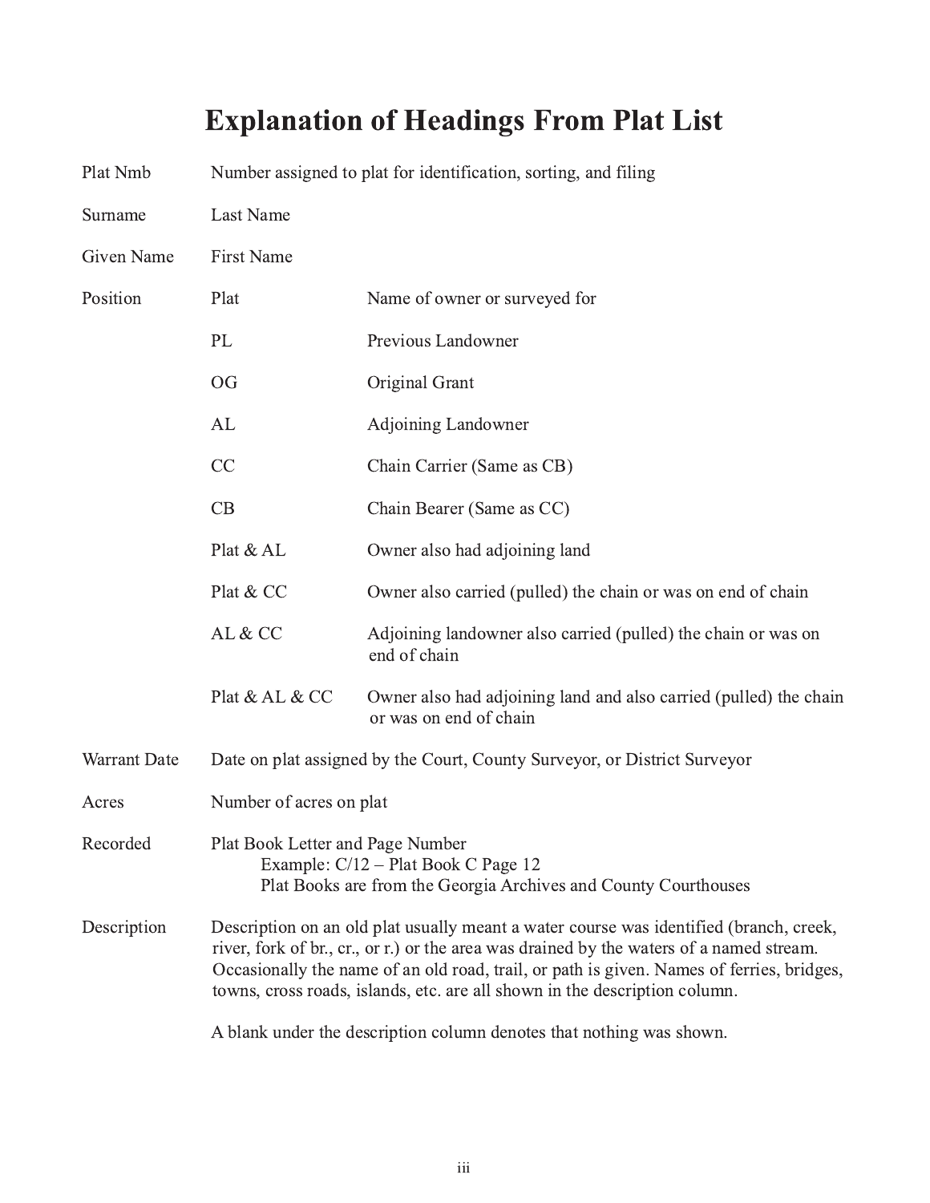# Explanation of Headings From Plat List

| | | |
|---|---|---|
| Plat Nmb | Number assigned to plat for identification, sorting, and filing | |
| Surname | Last Name | |
| Given Name | First Name | |
| Position | Plat | Name of owner or surveyed for |
| | PL | Previous Landowner |
| | OG | Original Grant |
| | AL | Adjoining Landowner |
| | CC | Chain Carrier (Same as CB) |
| | CB | Chain Bearer (Same as CC) |
| | Plat & AL | Owner also had adjoining land |
| | Plat & CC | Owner also carried (pulled) the chain or was on end of chain |
| | AL & CC | Adjoining landowner also carried (pulled) the chain or was on end of chain |
| | Plat & AL & CC | Owner also had adjoining land and also carried (pulled) the chain or was on end of chain |
| Warrant Date | Date on plat assigned by the Court, County Surveyor, or District Surveyor | |
| Acres | Number of acres on plat | |
| Recorded | Plat Book Letter and Page Number<br>Example: C/12 – Plat Book C Page 12<br>Plat Books are from the Georgia Archives and County Courthouses | |
| Description | Description on an old plat usually meant a water course was identified (branch, creek, river, fork of br., cr., or r.) or the area was drained by the waters of a named stream. Occasionally the name of an old road, trail, or path is given. Names of ferries, bridges, towns, cross roads, islands, etc. are all shown in the description column.<br><br>A blank under the description column denotes that nothing was shown. | |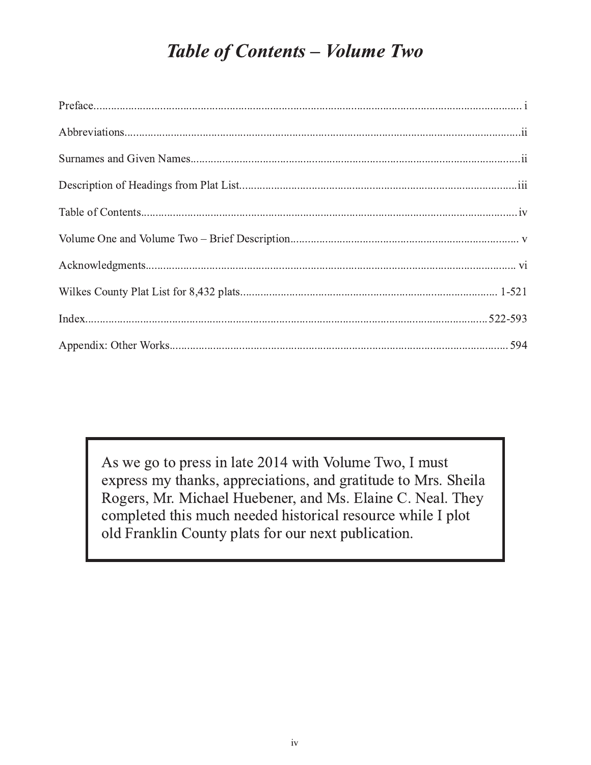# *Table of Contents – Volume Two*

Preface........................................................................................................................................ i

Abbreviations...............................................................................................................................ii

Surnames and Given Names........................................................................................................ii

Description of Headings from Plat List.......................................................................................iii

Table of Contents.........................................................................................................................iv

Volume One and Volume Two – Brief Description..................................................................... v

Acknowledgments....................................................................................................................... vi

Wilkes County Plat List for 8,432 plats.................................................................................. 1-521

Index..................................................................................................................................522-593

Appendix: Other Works........................................................................................................... 594

> As we go to press in late 2014 with Volume Two, I must express my thanks, appreciations, and gratitude to Mrs. Sheila Rogers, Mr. Michael Huebener, and Ms. Elaine C. Neal. They completed this much needed historical resource while I plot old Franklin County plats for our next publication.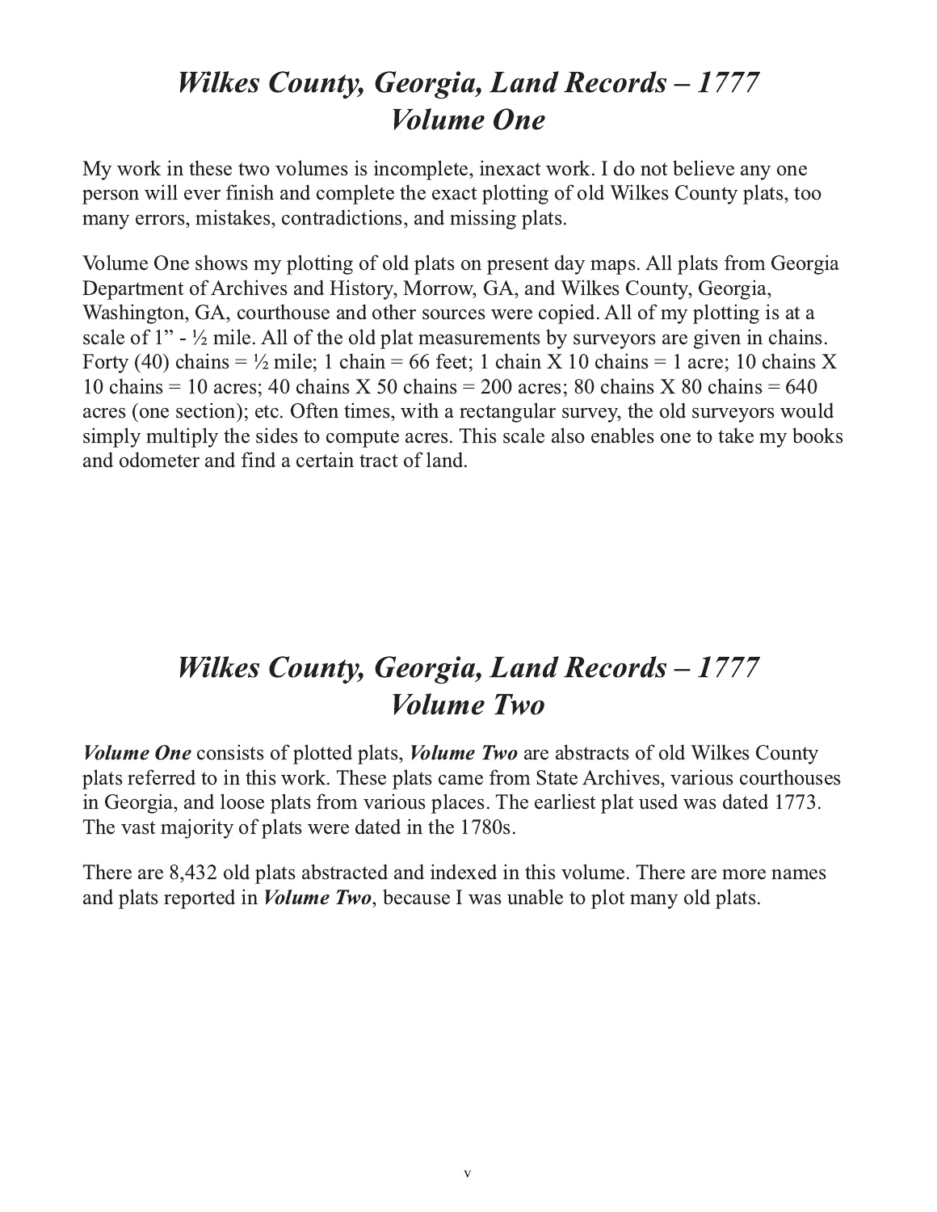# *Wilkes County, Georgia, Land Records – 1777*
# *Volume One*

My work in these two volumes is incomplete, inexact work. I do not believe any one person will ever finish and complete the exact plotting of old Wilkes County plats, too many errors, mistakes, contradictions, and missing plats.

Volume One shows my plotting of old plats on present day maps. All plats from Georgia Department of Archives and History, Morrow, GA, and Wilkes County, Georgia, Washington, GA, courthouse and other sources were copied. All of my plotting is at a scale of 1" - ½ mile. All of the old plat measurements by surveyors are given in chains. Forty (40) chains = ½ mile; 1 chain = 66 feet; 1 chain X 10 chains = 1 acre; 10 chains X 10 chains = 10 acres; 40 chains X 50 chains = 200 acres; 80 chains X 80 chains = 640 acres (one section); etc. Often times, with a rectangular survey, the old surveyors would simply multiply the sides to compute acres. This scale also enables one to take my books and odometer and find a certain tract of land.

# *Wilkes County, Georgia, Land Records – 1777*
# *Volume Two*

***Volume One*** consists of plotted plats, ***Volume Two*** are abstracts of old Wilkes County plats referred to in this work. These plats came from State Archives, various courthouses in Georgia, and loose plats from various places. The earliest plat used was dated 1773. The vast majority of plats were dated in the 1780s.

There are 8,432 old plats abstracted and indexed in this volume. There are more names and plats reported in ***Volume Two***, because I was unable to plot many old plats.